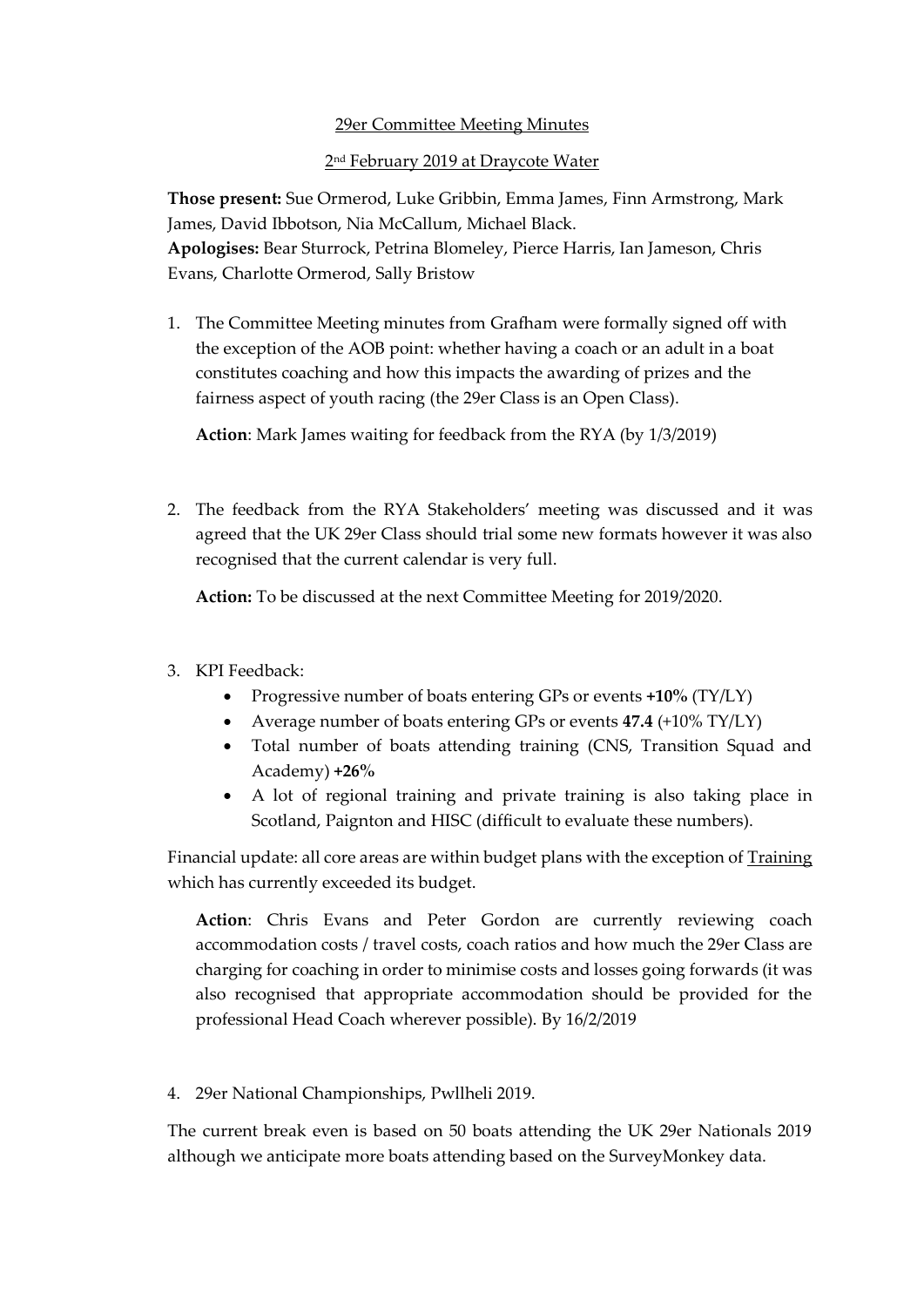<u>29er Committee Meeting Minutes</u>

<u>2nd February 2019 at Draycote Water</u>

**Those present:** Sue Ormerod, Luke Gribbin, Emma James, Finn Armstrong, Mark James, David Ibbotson, Nia McCallum, Michael Black.
**Apologises:** Bear Sturrock, Petrina Blomeley, Pierce Harris, Ian Jameson, Chris Evans, Charlotte Ormerod, Sally Bristow

1. The Committee Meeting minutes from Grafham were formally signed off with the exception of the AOB point: whether having a coach or an adult in a boat constitutes coaching and how this impacts the awarding of prizes and the fairness aspect of youth racing (the 29er Class is an Open Class).

   **Action**: Mark James waiting for feedback from the RYA (by 1/3/2019)

2. The feedback from the RYA Stakeholders' meeting was discussed and it was agreed that the UK 29er Class should trial some new formats however it was also recognised that the current calendar is very full.

   **Action:** To be discussed at the next Committee Meeting for 2019/2020.

3. KPI Feedback:
   - Progressive number of boats entering GPs or events **+10%** (TY/LY)
   - Average number of boats entering GPs or events **47.4** (+10% TY/LY)
   - Total number of boats attending training (CNS, Transition Squad and Academy) **+26%**
   - A lot of regional training and private training is also taking place in Scotland, Paignton and HISC (difficult to evaluate these numbers).

Financial update: all core areas are within budget plans with the exception of <u>Training</u> which has currently exceeded its budget.

   **Action**: Chris Evans and Peter Gordon are currently reviewing coach accommodation costs / travel costs, coach ratios and how much the 29er Class are charging for coaching in order to minimise costs and losses going forwards (it was also recognised that appropriate accommodation should be provided for the professional Head Coach wherever possible). By 16/2/2019

4. 29er National Championships, Pwllheli 2019.

The current break even is based on 50 boats attending the UK 29er Nationals 2019 although we anticipate more boats attending based on the SurveyMonkey data.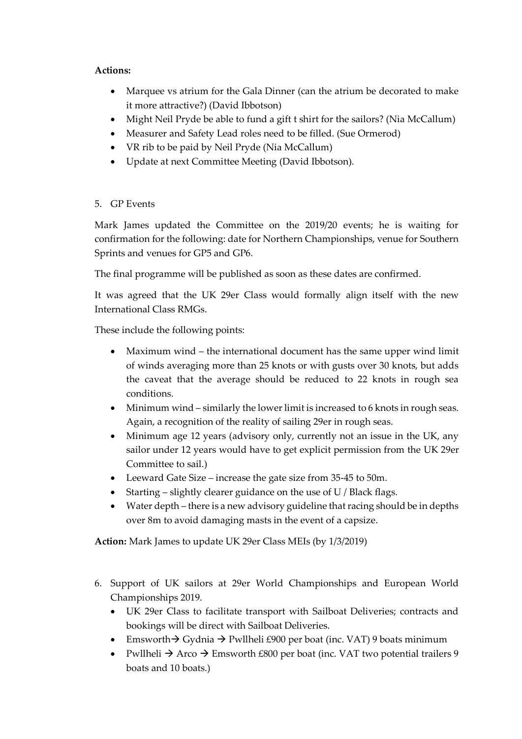**Actions:**

- Marquee vs atrium for the Gala Dinner (can the atrium be decorated to make it more attractive?) (David Ibbotson)
- Might Neil Pryde be able to fund a gift t shirt for the sailors? (Nia McCallum)
- Measurer and Safety Lead roles need to be filled. (Sue Ormerod)
- VR rib to be paid by Neil Pryde (Nia McCallum)
- Update at next Committee Meeting (David Ibbotson).

5. GP Events

Mark James updated the Committee on the 2019/20 events; he is waiting for confirmation for the following: date for Northern Championships, venue for Southern Sprints and venues for GP5 and GP6.

The final programme will be published as soon as these dates are confirmed.

It was agreed that the UK 29er Class would formally align itself with the new International Class RMGs.

These include the following points:

- Maximum wind – the international document has the same upper wind limit of winds averaging more than 25 knots or with gusts over 30 knots, but adds the caveat that the average should be reduced to 22 knots in rough sea conditions.
- Minimum wind – similarly the lower limit is increased to 6 knots in rough seas. Again, a recognition of the reality of sailing 29er in rough seas.
- Minimum age 12 years (advisory only, currently not an issue in the UK, any sailor under 12 years would have to get explicit permission from the UK 29er Committee to sail.)
- Leeward Gate Size – increase the gate size from 35-45 to 50m.
- Starting – slightly clearer guidance on the use of U / Black flags.
- Water depth – there is a new advisory guideline that racing should be in depths over 8m to avoid damaging masts in the event of a capsize.

**Action:** Mark James to update UK 29er Class MEIs (by 1/3/2019)

6. Support of UK sailors at 29er World Championships and European World Championships 2019.
   - UK 29er Class to facilitate transport with Sailboat Deliveries; contracts and bookings will be direct with Sailboat Deliveries.
   - Emsworth → Gydnia → Pwllheli £900 per boat (inc. VAT) 9 boats minimum
   - Pwllheli → Arco → Emsworth £800 per boat (inc. VAT two potential trailers 9 boats and 10 boats.)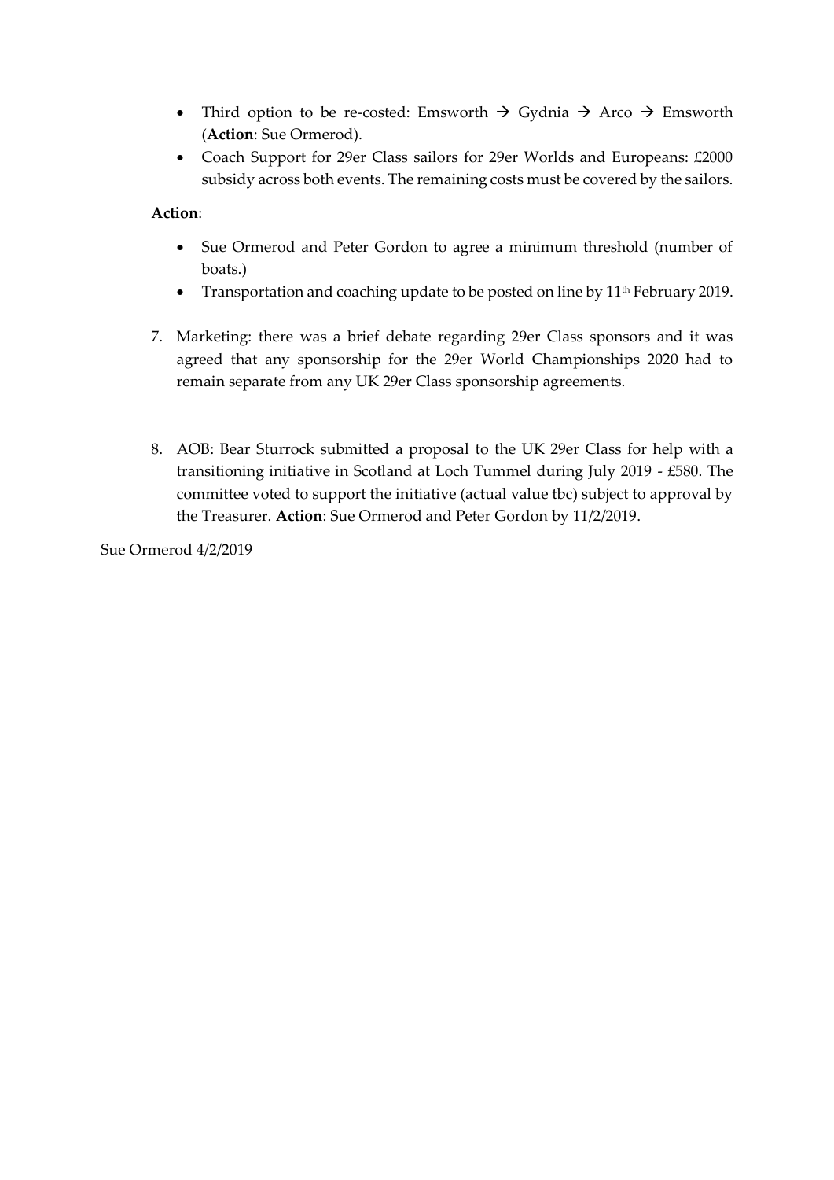- Third option to be re-costed: Emsworth → Gydnia → Arco → Emsworth (**Action**: Sue Ormerod).
- Coach Support for 29er Class sailors for 29er Worlds and Europeans: £2000 subsidy across both events. The remaining costs must be covered by the sailors.

**Action**:

- Sue Ormerod and Peter Gordon to agree a minimum threshold (number of boats.)
- Transportation and coaching update to be posted on line by 11th February 2019.

7. Marketing: there was a brief debate regarding 29er Class sponsors and it was agreed that any sponsorship for the 29er World Championships 2020 had to remain separate from any UK 29er Class sponsorship agreements.

8. AOB: Bear Sturrock submitted a proposal to the UK 29er Class for help with a transitioning initiative in Scotland at Loch Tummel during July 2019 - £580. The committee voted to support the initiative (actual value tbc) subject to approval by the Treasurer. **Action**: Sue Ormerod and Peter Gordon by 11/2/2019.

Sue Ormerod 4/2/2019